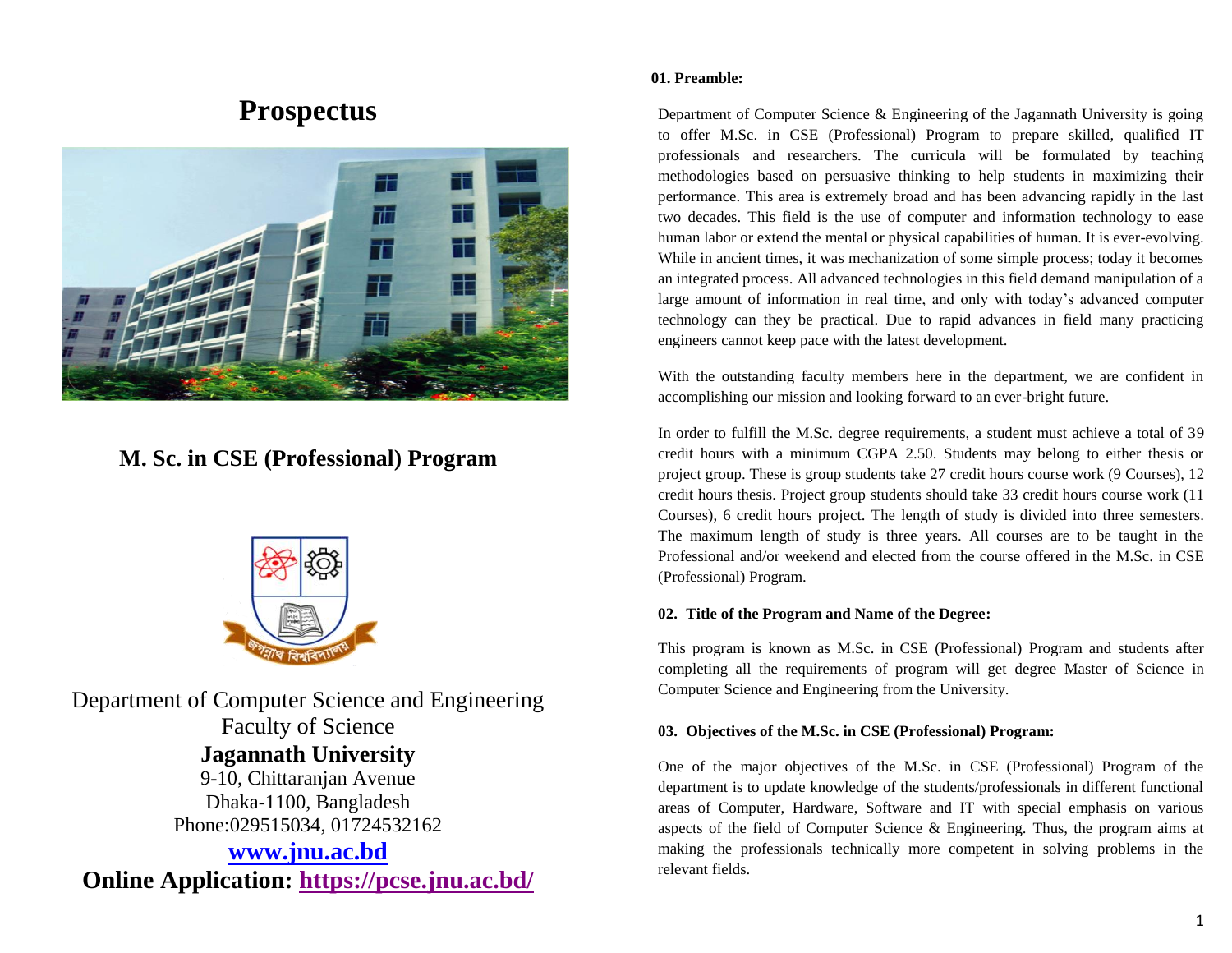# Prospectus

## M. Sc. in CSE (Professional) Program

জগন্নাথ বিশ্ববিদ্যালয়

Department of Computer Science and Engineering
Faculty of Science
**Jagannath University**
9-10, Chittaranjan Avenue
Dhaka-1100, Bangladesh
Phone:029515034, 01724532162

**www.jnu.ac.bd**

**Online Application: https://pcse.jnu.ac.bd/**

**01. Preamble:**

Department of Computer Science & Engineering of the Jagannath University is going to offer M.Sc. in CSE (Professional) Program to prepare skilled, qualified IT professionals and researchers. The curricula will be formulated by teaching methodologies based on persuasive thinking to help students in maximizing their performance. This area is extremely broad and has been advancing rapidly in the last two decades. This field is the use of computer and information technology to ease human labor or extend the mental or physical capabilities of human. It is ever-evolving. While in ancient times, it was mechanization of some simple process; today it becomes an integrated process. All advanced technologies in this field demand manipulation of a large amount of information in real time, and only with today's advanced computer technology can they be practical. Due to rapid advances in field many practicing engineers cannot keep pace with the latest development.

With the outstanding faculty members here in the department, we are confident in accomplishing our mission and looking forward to an ever-bright future.

In order to fulfill the M.Sc. degree requirements, a student must achieve a total of 39 credit hours with a minimum CGPA 2.50. Students may belong to either thesis or project group. These is group students take 27 credit hours course work (9 Courses), 12 credit hours thesis. Project group students should take 33 credit hours course work (11 Courses), 6 credit hours project. The length of study is divided into three semesters. The maximum length of study is three years. All courses are to be taught in the Professional and/or weekend and elected from the course offered in the M.Sc. in CSE (Professional) Program.

**02. Title of the Program and Name of the Degree:**

This program is known as M.Sc. in CSE (Professional) Program and students after completing all the requirements of program will get degree Master of Science in Computer Science and Engineering from the University.

**03. Objectives of the M.Sc. in CSE (Professional) Program:**

One of the major objectives of the M.Sc. in CSE (Professional) Program of the department is to update knowledge of the students/professionals in different functional areas of Computer, Hardware, Software and IT with special emphasis on various aspects of the field of Computer Science & Engineering. Thus, the program aims at making the professionals technically more competent in solving problems in the relevant fields.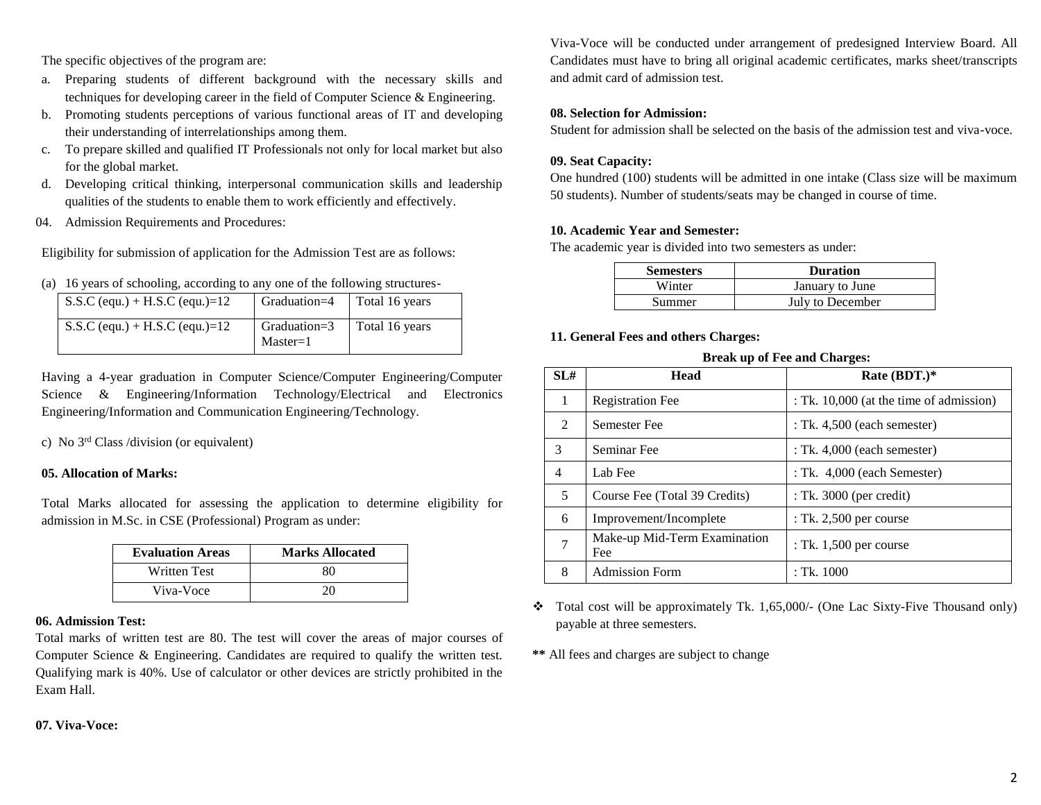The specific objectives of the program are:

a. Preparing students of different background with the necessary skills and techniques for developing career in the field of Computer Science & Engineering.
b. Promoting students perceptions of various functional areas of IT and developing their understanding of interrelationships among them.
c. To prepare skilled and qualified IT Professionals not only for local market but also for the global market.
d. Developing critical thinking, interpersonal communication skills and leadership qualities of the students to enable them to work efficiently and effectively.

04. Admission Requirements and Procedures:

Eligibility for submission of application for the Admission Test are as follows:

(a) 16 years of schooling, according to any one of the following structures-

| | | |
|---|---|---|
| S.S.C (equ.) + H.S.C (equ.)=12 | Graduation=4 | Total 16 years |
| S.S.C (equ.) + H.S.C (equ.)=12 | Graduation=3 Master=1 | Total 16 years |

Having a 4-year graduation in Computer Science/Computer Engineering/Computer Science & Engineering/Information Technology/Electrical and Electronics Engineering/Information and Communication Engineering/Technology.

c) No 3rd Class /division (or equivalent)

**05. Allocation of Marks:**

Total Marks allocated for assessing the application to determine eligibility for admission in M.Sc. in CSE (Professional) Program as under:

| Evaluation Areas | Marks Allocated |
|---|---|
| Written Test | 80 |
| Viva-Voce | 20 |

**06. Admission Test:**

Total marks of written test are 80. The test will cover the areas of major courses of Computer Science & Engineering. Candidates are required to qualify the written test. Qualifying mark is 40%. Use of calculator or other devices are strictly prohibited in the Exam Hall.

**07. Viva-Voce:**

Viva-Voce will be conducted under arrangement of predesigned Interview Board. All Candidates must have to bring all original academic certificates, marks sheet/transcripts and admit card of admission test.

**08. Selection for Admission:**

Student for admission shall be selected on the basis of the admission test and viva-voce.

**09. Seat Capacity:**

One hundred (100) students will be admitted in one intake (Class size will be maximum 50 students). Number of students/seats may be changed in course of time.

**10. Academic Year and Semester:**

The academic year is divided into two semesters as under:

| Semesters | Duration |
|---|---|
| Winter | January to June |
| Summer | July to December |

**11. General Fees and others Charges:**

**Break up of Fee and Charges:**

| SL# | Head | Rate (BDT.)* |
|---|---|---|
| 1 | Registration Fee | : Tk. 10,000 (at the time of admission) |
| 2 | Semester Fee | : Tk. 4,500 (each semester) |
| 3 | Seminar Fee | : Tk. 4,000 (each semester) |
| 4 | Lab Fee | : Tk. 4,000 (each Semester) |
| 5 | Course Fee (Total 39 Credits) | : Tk. 3000 (per credit) |
| 6 | Improvement/Incomplete | : Tk. 2,500 per course |
| 7 | Make-up Mid-Term Examination Fee | : Tk. 1,500 per course |
| 8 | Admission Form | : Tk. 1000 |

- Total cost will be approximately Tk. 1,65,000/- (One Lac Sixty-Five Thousand only) payable at three semesters.

** All fees and charges are subject to change